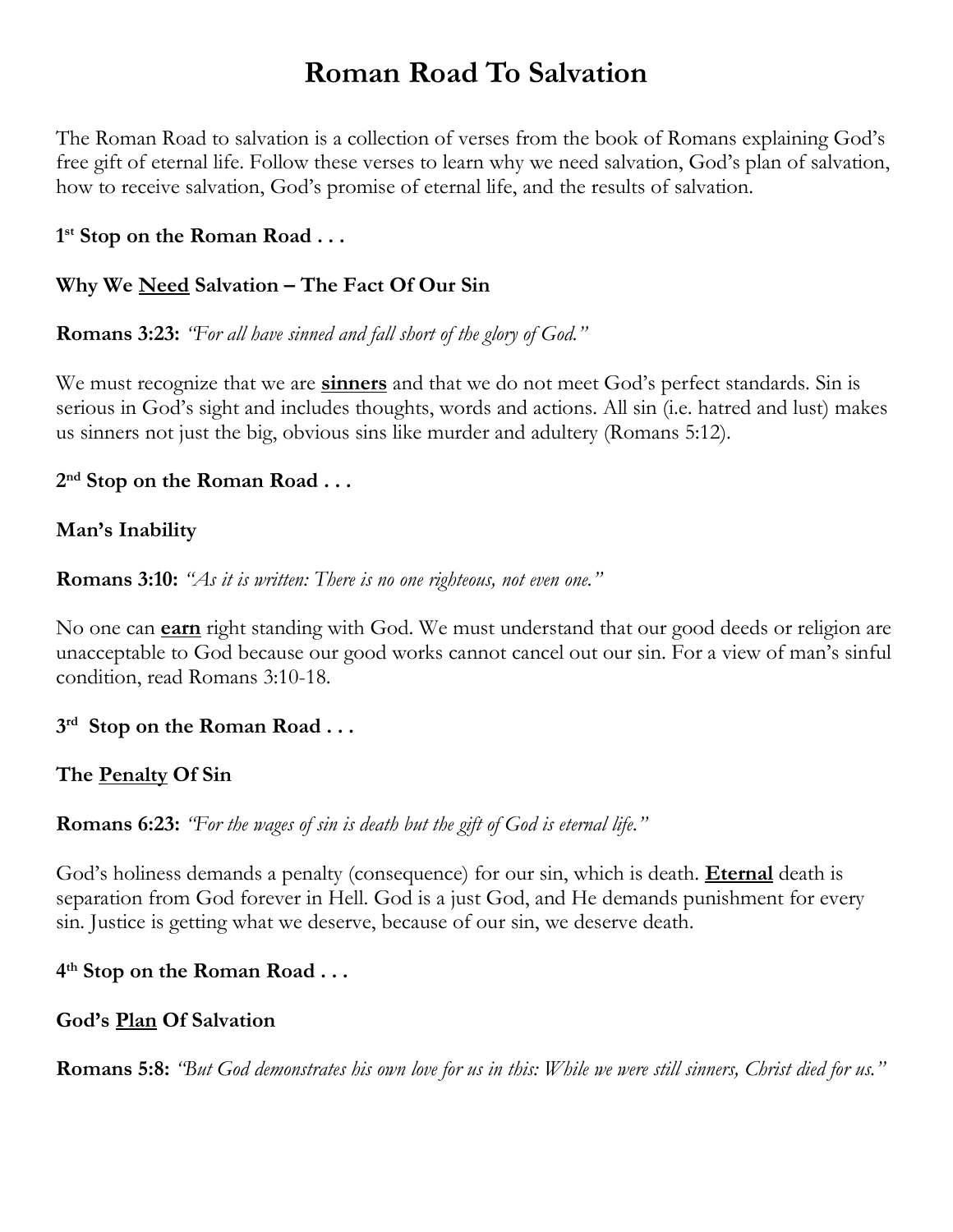# Roman Road To Salvation

The Roman Road to salvation is a collection of verses from the book of Romans explaining God's free gift of eternal life. Follow these verses to learn why we need salvation, God's plan of salvation, how to receive salvation, God's promise of eternal life, and the results of salvation.

**1st Stop on the Roman Road . . .**

**Why We <u>Need</u> Salvation – The Fact Of Our Sin**

**Romans 3:23:** *"For all have sinned and fall short of the glory of God."*

We must recognize that we are **<u>sinners</u>** and that we do not meet God's perfect standards. Sin is serious in God's sight and includes thoughts, words and actions. All sin (i.e. hatred and lust) makes us sinners not just the big, obvious sins like murder and adultery (Romans 5:12).

**2nd Stop on the Roman Road . . .**

**Man's Inability**

**Romans 3:10:** *"As it is written: There is no one righteous, not even one."*

No one can **<u>earn</u>** right standing with God. We must understand that our good deeds or religion are unacceptable to God because our good works cannot cancel out our sin. For a view of man's sinful condition, read Romans 3:10-18.

**3rd Stop on the Roman Road . . .**

**The <u>Penalty</u> Of Sin**

**Romans 6:23:** *"For the wages of sin is death but the gift of God is eternal life."*

God's holiness demands a penalty (consequence) for our sin, which is death. **<u>Eternal</u>** death is separation from God forever in Hell. God is a just God, and He demands punishment for every sin. Justice is getting what we deserve, because of our sin, we deserve death.

**4th Stop on the Roman Road . . .**

**God's <u>Plan</u> Of Salvation**

**Romans 5:8:** *"But God demonstrates his own love for us in this: While we were still sinners, Christ died for us."*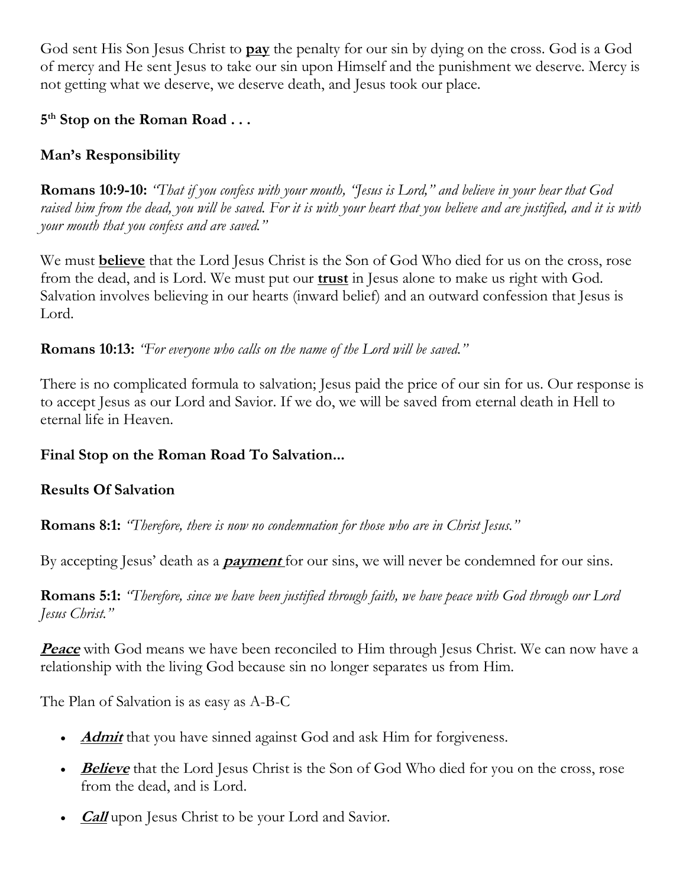God sent His Son Jesus Christ to **pay** the penalty for our sin by dying on the cross. God is a God of mercy and He sent Jesus to take our sin upon Himself and the punishment we deserve. Mercy is not getting what we deserve, we deserve death, and Jesus took our place.

**5th Stop on the Roman Road . . .**

**Man's Responsibility**

**Romans 10:9-10:** *"That if you confess with your mouth, "Jesus is Lord," and believe in your hear that God raised him from the dead, you will be saved. For it is with your heart that you believe and are justified, and it is with your mouth that you confess and are saved."*

We must **believe** that the Lord Jesus Christ is the Son of God Who died for us on the cross, rose from the dead, and is Lord. We must put our **trust** in Jesus alone to make us right with God. Salvation involves believing in our hearts (inward belief) and an outward confession that Jesus is Lord.

**Romans 10:13:** *"For everyone who calls on the name of the Lord will be saved."*

There is no complicated formula to salvation; Jesus paid the price of our sin for us. Our response is to accept Jesus as our Lord and Savior. If we do, we will be saved from eternal death in Hell to eternal life in Heaven.

**Final Stop on the Roman Road To Salvation...**

**Results Of Salvation**

**Romans 8:1:** *"Therefore, there is now no condemnation for those who are in Christ Jesus."*

By accepting Jesus' death as a ***payment*** for our sins, we will never be condemned for our sins.

**Romans 5:1:** *"Therefore, since we have been justified through faith, we have peace with God through our Lord Jesus Christ."*

***Peace*** with God means we have been reconciled to Him through Jesus Christ. We can now have a relationship with the living God because sin no longer separates us from Him.

The Plan of Salvation is as easy as A-B-C

- ***Admit*** that you have sinned against God and ask Him for forgiveness.
- ***Believe*** that the Lord Jesus Christ is the Son of God Who died for you on the cross, rose from the dead, and is Lord.
- ***Call*** upon Jesus Christ to be your Lord and Savior.